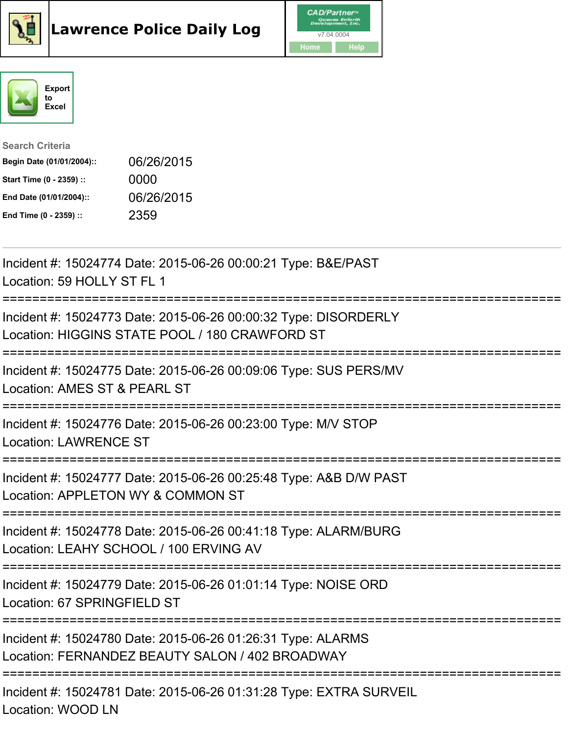# Lawrence Police Daily Log

CAD/Partner™ Queues Enforth Development, Inc.
v7.04.0004

Home Help

Export to Excel

**Search Criteria**

**Begin Date (01/01/2004)::** 06/26/2015
**Start Time (0 - 2359) ::** 0000
**End Date (01/01/2004)::** 06/26/2015
**End Time (0 - 2359) ::** 2359

---

Incident #: 15024774 Date: 2015-06-26 00:00:21 Type: B&E/PAST
Location: 59 HOLLY ST FL 1

===========================================================================

Incident #: 15024773 Date: 2015-06-26 00:00:32 Type: DISORDERLY
Location: HIGGINS STATE POOL / 180 CRAWFORD ST

===========================================================================

Incident #: 15024775 Date: 2015-06-26 00:09:06 Type: SUS PERS/MV
Location: AMES ST & PEARL ST

===========================================================================

Incident #: 15024776 Date: 2015-06-26 00:23:00 Type: M/V STOP
Location: LAWRENCE ST

===========================================================================

Incident #: 15024777 Date: 2015-06-26 00:25:48 Type: A&B D/W PAST
Location: APPLETON WY & COMMON ST

===========================================================================

Incident #: 15024778 Date: 2015-06-26 00:41:18 Type: ALARM/BURG
Location: LEAHY SCHOOL / 100 ERVING AV

===========================================================================

Incident #: 15024779 Date: 2015-06-26 01:01:14 Type: NOISE ORD
Location: 67 SPRINGFIELD ST

===========================================================================

Incident #: 15024780 Date: 2015-06-26 01:26:31 Type: ALARMS
Location: FERNANDEZ BEAUTY SALON / 402 BROADWAY

===========================================================================

Incident #: 15024781 Date: 2015-06-26 01:31:28 Type: EXTRA SURVEIL
Location: WOOD LN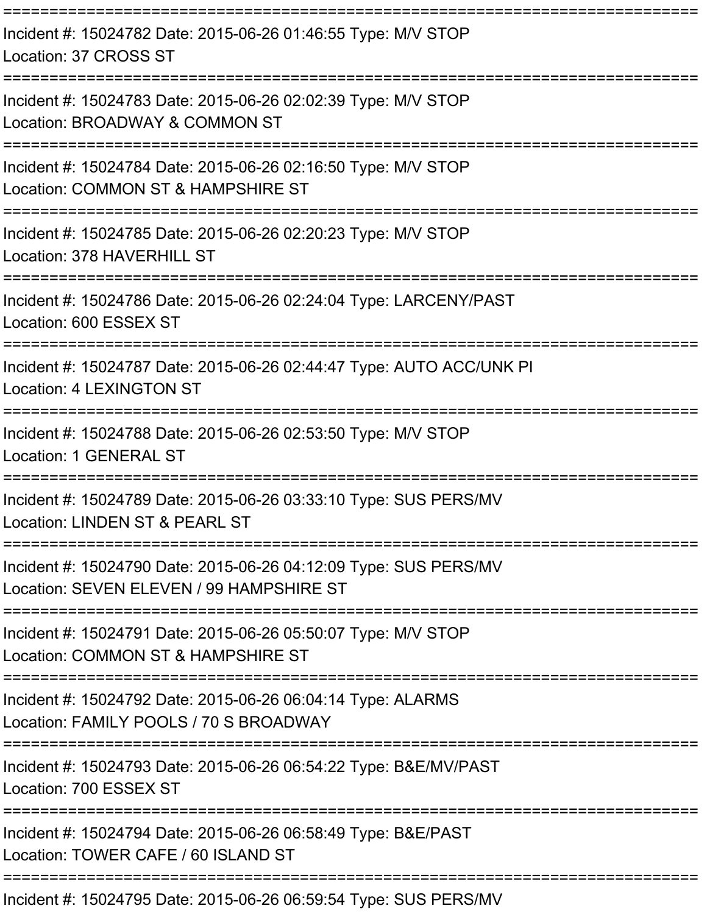===========================================================================

Incident #: 15024782 Date: 2015-06-26 01:46:55 Type: M/V STOP

Location: 37 CROSS ST

===========================================================================

Incident #: 15024783 Date: 2015-06-26 02:02:39 Type: M/V STOP

Location: BROADWAY & COMMON ST

===========================================================================

Incident #: 15024784 Date: 2015-06-26 02:16:50 Type: M/V STOP

Location: COMMON ST & HAMPSHIRE ST

===========================================================================

Incident #: 15024785 Date: 2015-06-26 02:20:23 Type: M/V STOP

Location: 378 HAVERHILL ST

===========================================================================

Incident #: 15024786 Date: 2015-06-26 02:24:04 Type: LARCENY/PAST

Location: 600 ESSEX ST

===========================================================================

Incident #: 15024787 Date: 2015-06-26 02:44:47 Type: AUTO ACC/UNK PI

Location: 4 LEXINGTON ST

===========================================================================

Incident #: 15024788 Date: 2015-06-26 02:53:50 Type: M/V STOP

Location: 1 GENERAL ST

===========================================================================

Incident #: 15024789 Date: 2015-06-26 03:33:10 Type: SUS PERS/MV

Location: LINDEN ST & PEARL ST

===========================================================================

Incident #: 15024790 Date: 2015-06-26 04:12:09 Type: SUS PERS/MV

Location: SEVEN ELEVEN / 99 HAMPSHIRE ST

===========================================================================

Incident #: 15024791 Date: 2015-06-26 05:50:07 Type: M/V STOP

Location: COMMON ST & HAMPSHIRE ST

===========================================================================

Incident #: 15024792 Date: 2015-06-26 06:04:14 Type: ALARMS

Location: FAMILY POOLS / 70 S BROADWAY

===========================================================================

Incident #: 15024793 Date: 2015-06-26 06:54:22 Type: B&E/MV/PAST

Location: 700 ESSEX ST

===========================================================================

Incident #: 15024794 Date: 2015-06-26 06:58:49 Type: B&E/PAST

Location: TOWER CAFE / 60 ISLAND ST

===========================================================================

Incident #: 15024795 Date: 2015-06-26 06:59:54 Type: SUS PERS/MV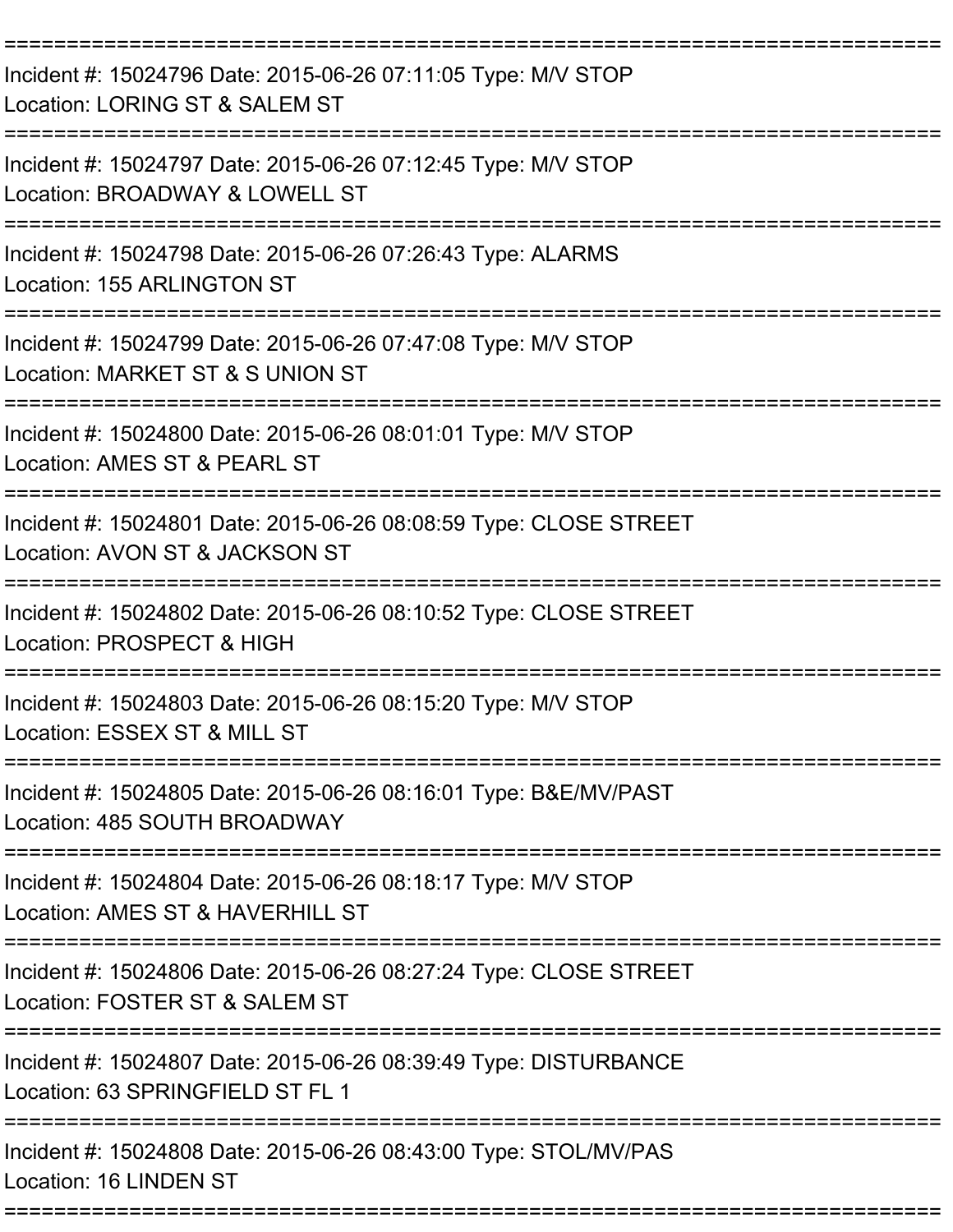===========================================================================
Incident #: 15024796 Date: 2015-06-26 07:11:05 Type: M/V STOP
Location: LORING ST & SALEM ST
===========================================================================
Incident #: 15024797 Date: 2015-06-26 07:12:45 Type: M/V STOP
Location: BROADWAY & LOWELL ST
===========================================================================
Incident #: 15024798 Date: 2015-06-26 07:26:43 Type: ALARMS
Location: 155 ARLINGTON ST
===========================================================================
Incident #: 15024799 Date: 2015-06-26 07:47:08 Type: M/V STOP
Location: MARKET ST & S UNION ST
===========================================================================
Incident #: 15024800 Date: 2015-06-26 08:01:01 Type: M/V STOP
Location: AMES ST & PEARL ST
===========================================================================
Incident #: 15024801 Date: 2015-06-26 08:08:59 Type: CLOSE STREET
Location: AVON ST & JACKSON ST
===========================================================================
Incident #: 15024802 Date: 2015-06-26 08:10:52 Type: CLOSE STREET
Location: PROSPECT & HIGH
===========================================================================
Incident #: 15024803 Date: 2015-06-26 08:15:20 Type: M/V STOP
Location: ESSEX ST & MILL ST
===========================================================================
Incident #: 15024805 Date: 2015-06-26 08:16:01 Type: B&E/MV/PAST
Location: 485 SOUTH BROADWAY
===========================================================================
Incident #: 15024804 Date: 2015-06-26 08:18:17 Type: M/V STOP
Location: AMES ST & HAVERHILL ST
===========================================================================
Incident #: 15024806 Date: 2015-06-26 08:27:24 Type: CLOSE STREET
Location: FOSTER ST & SALEM ST
===========================================================================
Incident #: 15024807 Date: 2015-06-26 08:39:49 Type: DISTURBANCE
Location: 63 SPRINGFIELD ST FL 1
===========================================================================
Incident #: 15024808 Date: 2015-06-26 08:43:00 Type: STOL/MV/PAS
Location: 16 LINDEN ST
===========================================================================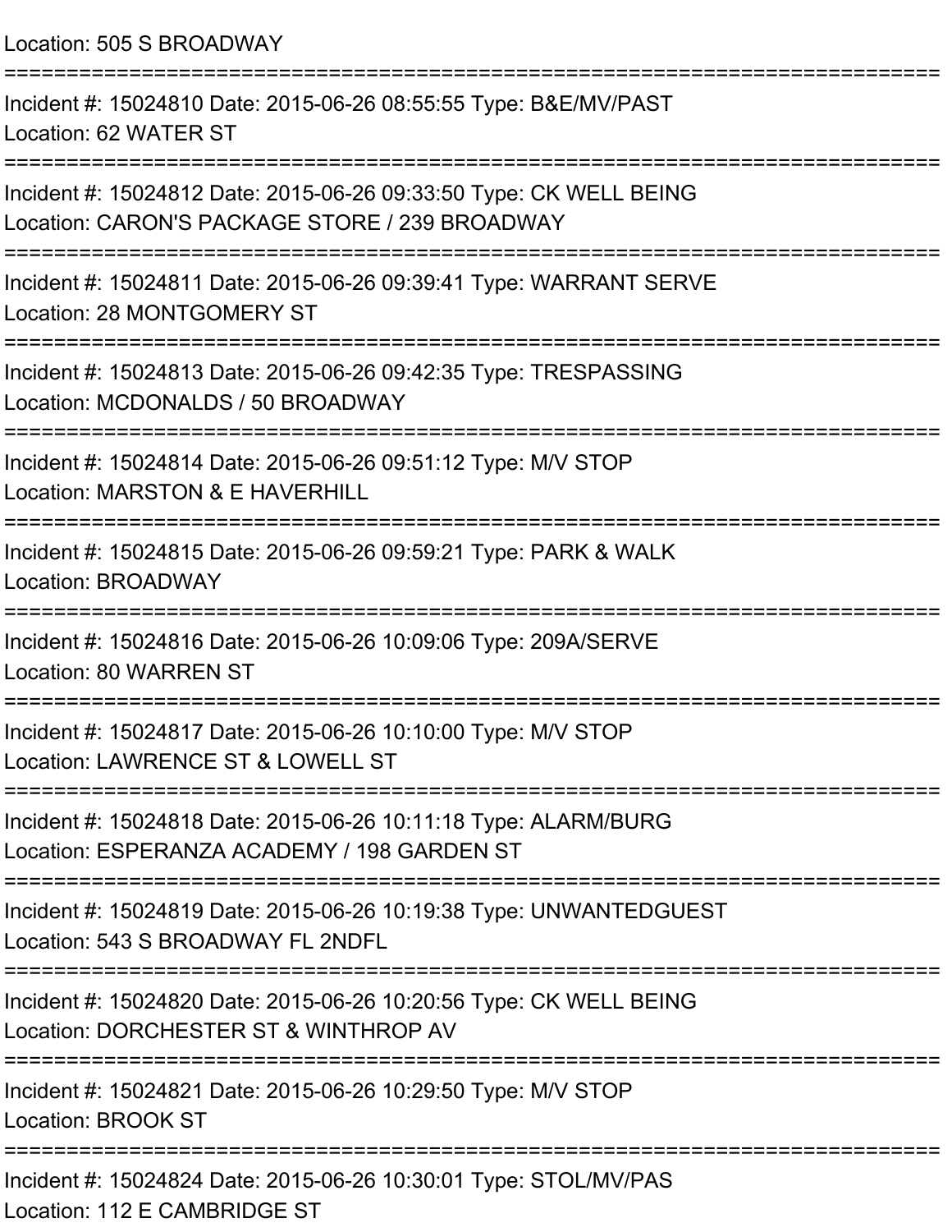Location: 505 S BROADWAY

===========================================================================

Incident #: 15024810 Date: 2015-06-26 08:55:55 Type: B&E/MV/PAST
Location: 62 WATER ST

===========================================================================

Incident #: 15024812 Date: 2015-06-26 09:33:50 Type: CK WELL BEING
Location: CARON'S PACKAGE STORE / 239 BROADWAY

===========================================================================

Incident #: 15024811 Date: 2015-06-26 09:39:41 Type: WARRANT SERVE
Location: 28 MONTGOMERY ST

===========================================================================

Incident #: 15024813 Date: 2015-06-26 09:42:35 Type: TRESPASSING
Location: MCDONALDS / 50 BROADWAY

===========================================================================

Incident #: 15024814 Date: 2015-06-26 09:51:12 Type: M/V STOP
Location: MARSTON & E HAVERHILL

===========================================================================

Incident #: 15024815 Date: 2015-06-26 09:59:21 Type: PARK & WALK
Location: BROADWAY

===========================================================================

Incident #: 15024816 Date: 2015-06-26 10:09:06 Type: 209A/SERVE
Location: 80 WARREN ST

===========================================================================

Incident #: 15024817 Date: 2015-06-26 10:10:00 Type: M/V STOP
Location: LAWRENCE ST & LOWELL ST

===========================================================================

Incident #: 15024818 Date: 2015-06-26 10:11:18 Type: ALARM/BURG
Location: ESPERANZA ACADEMY / 198 GARDEN ST

===========================================================================

Incident #: 15024819 Date: 2015-06-26 10:19:38 Type: UNWANTEDGUEST
Location: 543 S BROADWAY FL 2NDFL

===========================================================================

Incident #: 15024820 Date: 2015-06-26 10:20:56 Type: CK WELL BEING
Location: DORCHESTER ST & WINTHROP AV

===========================================================================

Incident #: 15024821 Date: 2015-06-26 10:29:50 Type: M/V STOP
Location: BROOK ST

===========================================================================

Incident #: 15024824 Date: 2015-06-26 10:30:01 Type: STOL/MV/PAS
Location: 112 E CAMBRIDGE ST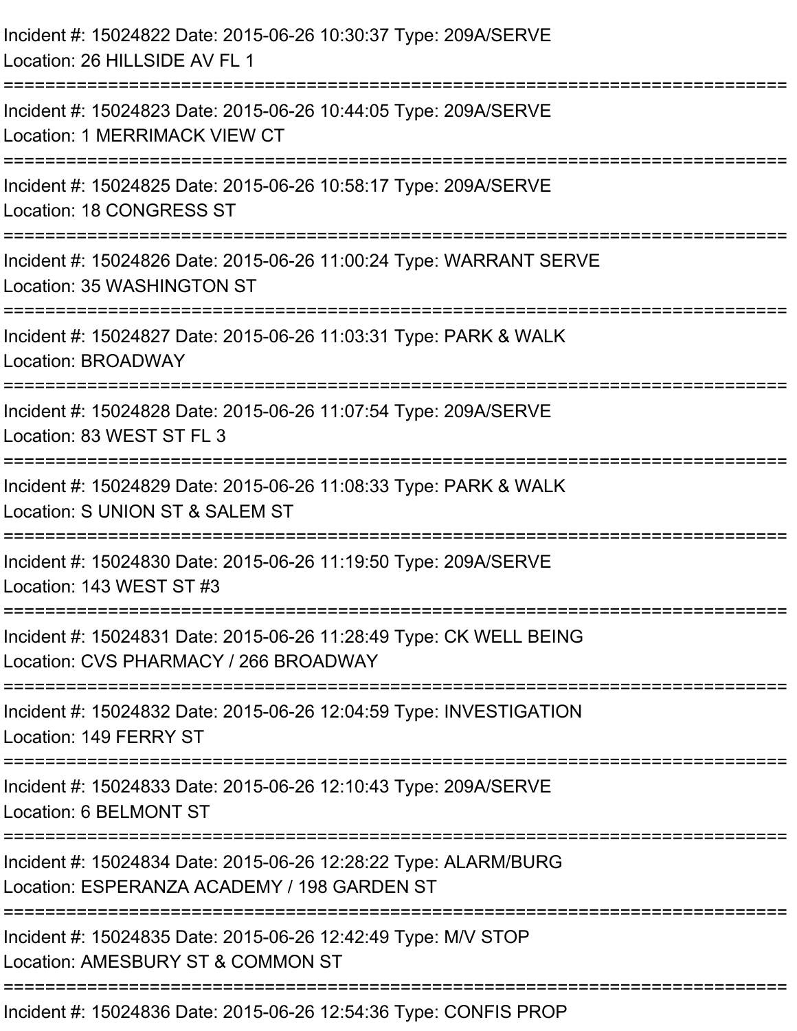Incident #: 15024822 Date: 2015-06-26 10:30:37 Type: 209A/SERVE
Location: 26 HILLSIDE AV FL 1

===========================================================================

Incident #: 15024823 Date: 2015-06-26 10:44:05 Type: 209A/SERVE
Location: 1 MERRIMACK VIEW CT

===========================================================================

Incident #: 15024825 Date: 2015-06-26 10:58:17 Type: 209A/SERVE
Location: 18 CONGRESS ST

===========================================================================

Incident #: 15024826 Date: 2015-06-26 11:00:24 Type: WARRANT SERVE
Location: 35 WASHINGTON ST

===========================================================================

Incident #: 15024827 Date: 2015-06-26 11:03:31 Type: PARK & WALK
Location: BROADWAY

===========================================================================

Incident #: 15024828 Date: 2015-06-26 11:07:54 Type: 209A/SERVE
Location: 83 WEST ST FL 3

===========================================================================

Incident #: 15024829 Date: 2015-06-26 11:08:33 Type: PARK & WALK
Location: S UNION ST & SALEM ST

===========================================================================

Incident #: 15024830 Date: 2015-06-26 11:19:50 Type: 209A/SERVE
Location: 143 WEST ST #3

===========================================================================

Incident #: 15024831 Date: 2015-06-26 11:28:49 Type: CK WELL BEING
Location: CVS PHARMACY / 266 BROADWAY

===========================================================================

Incident #: 15024832 Date: 2015-06-26 12:04:59 Type: INVESTIGATION
Location: 149 FERRY ST

===========================================================================

Incident #: 15024833 Date: 2015-06-26 12:10:43 Type: 209A/SERVE
Location: 6 BELMONT ST

===========================================================================

Incident #: 15024834 Date: 2015-06-26 12:28:22 Type: ALARM/BURG
Location: ESPERANZA ACADEMY / 198 GARDEN ST

===========================================================================

Incident #: 15024835 Date: 2015-06-26 12:42:49 Type: M/V STOP
Location: AMESBURY ST & COMMON ST

===========================================================================

Incident #: 15024836 Date: 2015-06-26 12:54:36 Type: CONFIS PROP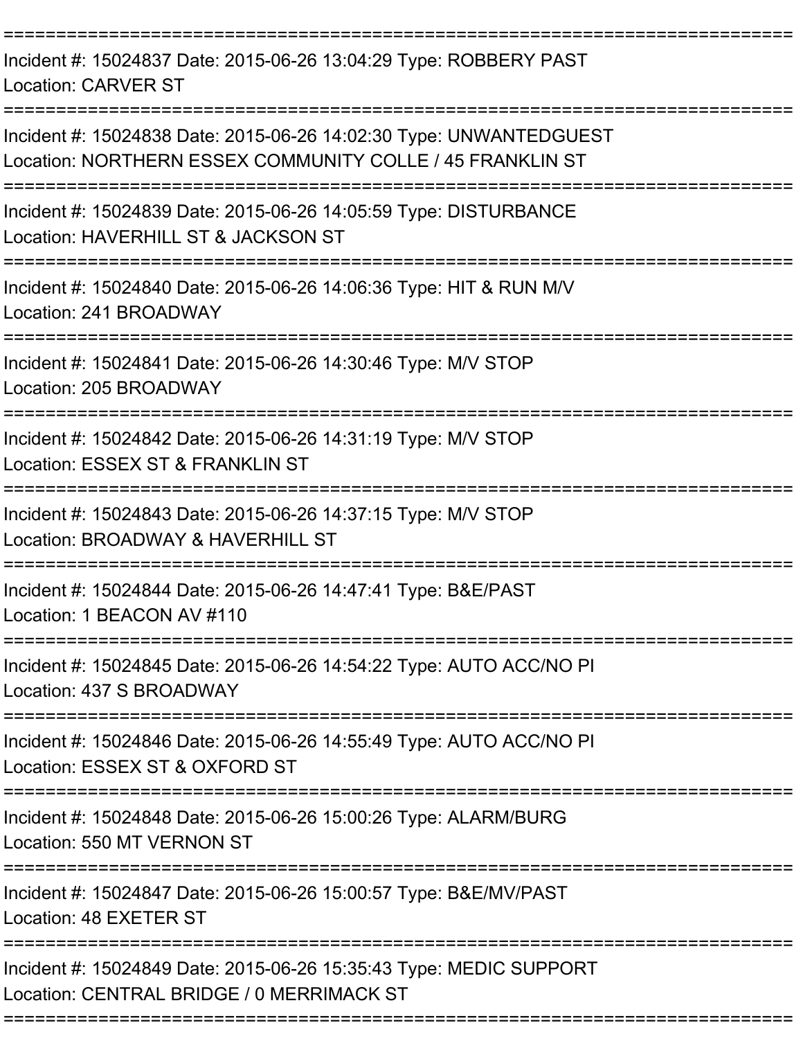===========================================================================

Incident #: 15024837 Date: 2015-06-26 13:04:29 Type: ROBBERY PAST
Location: CARVER ST

===========================================================================

Incident #: 15024838 Date: 2015-06-26 14:02:30 Type: UNWANTEDGUEST
Location: NORTHERN ESSEX COMMUNITY COLLE / 45 FRANKLIN ST

===========================================================================

Incident #: 15024839 Date: 2015-06-26 14:05:59 Type: DISTURBANCE
Location: HAVERHILL ST & JACKSON ST

===========================================================================

Incident #: 15024840 Date: 2015-06-26 14:06:36 Type: HIT & RUN M/V
Location: 241 BROADWAY

===========================================================================

Incident #: 15024841 Date: 2015-06-26 14:30:46 Type: M/V STOP
Location: 205 BROADWAY

===========================================================================

Incident #: 15024842 Date: 2015-06-26 14:31:19 Type: M/V STOP
Location: ESSEX ST & FRANKLIN ST

===========================================================================

Incident #: 15024843 Date: 2015-06-26 14:37:15 Type: M/V STOP
Location: BROADWAY & HAVERHILL ST

===========================================================================

Incident #: 15024844 Date: 2015-06-26 14:47:41 Type: B&E/PAST
Location: 1 BEACON AV #110

===========================================================================

Incident #: 15024845 Date: 2015-06-26 14:54:22 Type: AUTO ACC/NO PI
Location: 437 S BROADWAY

===========================================================================

Incident #: 15024846 Date: 2015-06-26 14:55:49 Type: AUTO ACC/NO PI
Location: ESSEX ST & OXFORD ST

===========================================================================

Incident #: 15024848 Date: 2015-06-26 15:00:26 Type: ALARM/BURG
Location: 550 MT VERNON ST

===========================================================================

Incident #: 15024847 Date: 2015-06-26 15:00:57 Type: B&E/MV/PAST
Location: 48 EXETER ST

===========================================================================

Incident #: 15024849 Date: 2015-06-26 15:35:43 Type: MEDIC SUPPORT
Location: CENTRAL BRIDGE / 0 MERRIMACK ST

===========================================================================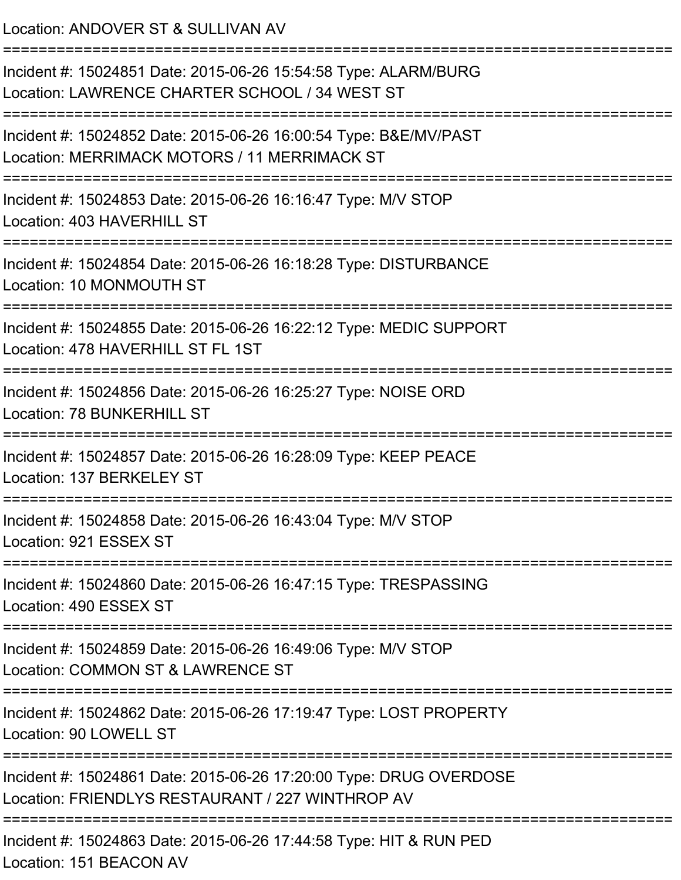Location: ANDOVER ST & SULLIVAN AV

===========================================================================

Incident #: 15024851 Date: 2015-06-26 15:54:58 Type: ALARM/BURG
Location: LAWRENCE CHARTER SCHOOL / 34 WEST ST

===========================================================================

Incident #: 15024852 Date: 2015-06-26 16:00:54 Type: B&E/MV/PAST
Location: MERRIMACK MOTORS / 11 MERRIMACK ST

===========================================================================

Incident #: 15024853 Date: 2015-06-26 16:16:47 Type: M/V STOP
Location: 403 HAVERHILL ST

===========================================================================

Incident #: 15024854 Date: 2015-06-26 16:18:28 Type: DISTURBANCE
Location: 10 MONMOUTH ST

===========================================================================

Incident #: 15024855 Date: 2015-06-26 16:22:12 Type: MEDIC SUPPORT
Location: 478 HAVERHILL ST FL 1ST

===========================================================================

Incident #: 15024856 Date: 2015-06-26 16:25:27 Type: NOISE ORD
Location: 78 BUNKERHILL ST

===========================================================================

Incident #: 15024857 Date: 2015-06-26 16:28:09 Type: KEEP PEACE
Location: 137 BERKELEY ST

===========================================================================

Incident #: 15024858 Date: 2015-06-26 16:43:04 Type: M/V STOP
Location: 921 ESSEX ST

===========================================================================

Incident #: 15024860 Date: 2015-06-26 16:47:15 Type: TRESPASSING
Location: 490 ESSEX ST

===========================================================================

Incident #: 15024859 Date: 2015-06-26 16:49:06 Type: M/V STOP
Location: COMMON ST & LAWRENCE ST

===========================================================================

Incident #: 15024862 Date: 2015-06-26 17:19:47 Type: LOST PROPERTY
Location: 90 LOWELL ST

===========================================================================

Incident #: 15024861 Date: 2015-06-26 17:20:00 Type: DRUG OVERDOSE
Location: FRIENDLYS RESTAURANT / 227 WINTHROP AV

===========================================================================

Incident #: 15024863 Date: 2015-06-26 17:44:58 Type: HIT & RUN PED
Location: 151 BEACON AV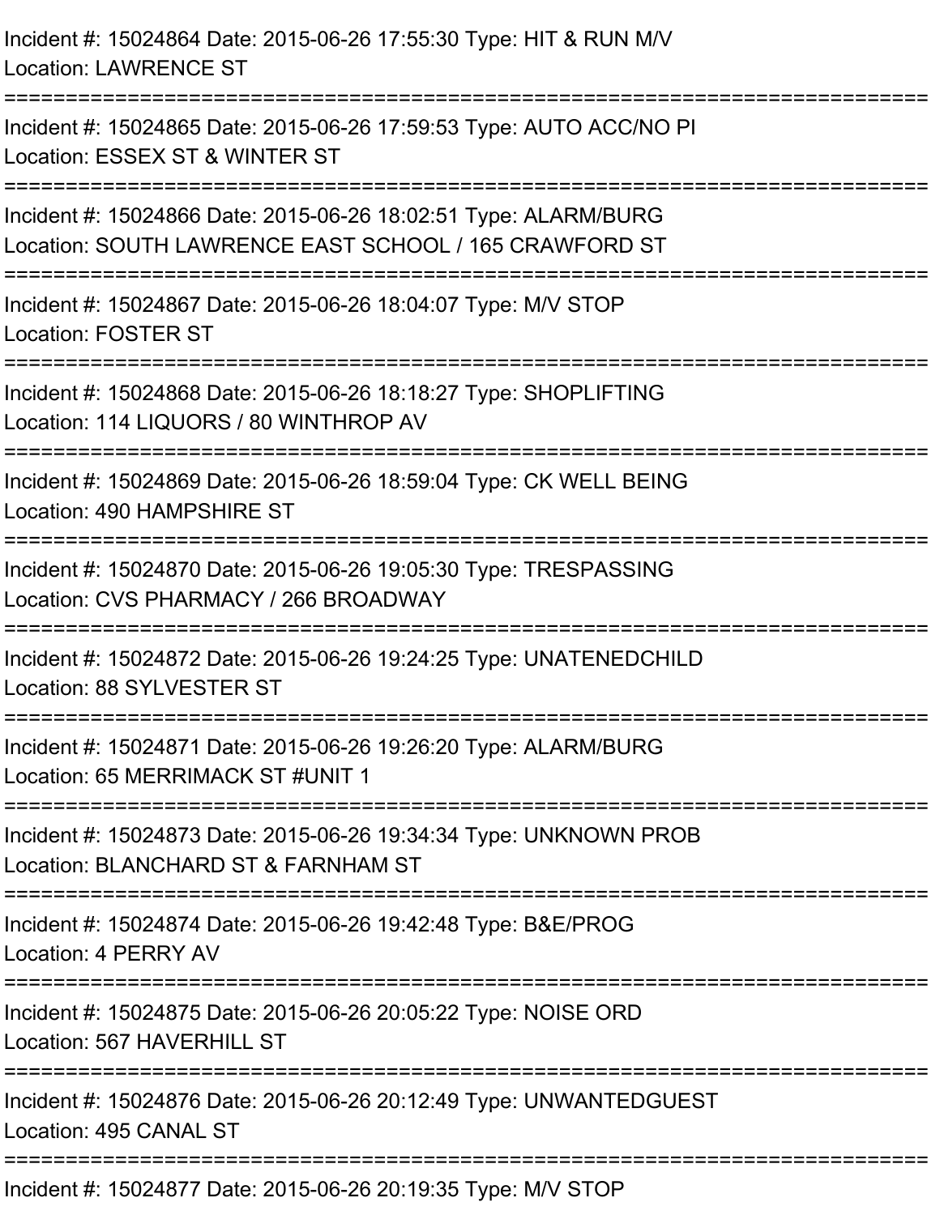Incident #: 15024864 Date: 2015-06-26 17:55:30 Type: HIT & RUN M/V
Location: LAWRENCE ST

===========================================================================

Incident #: 15024865 Date: 2015-06-26 17:59:53 Type: AUTO ACC/NO PI
Location: ESSEX ST & WINTER ST

===========================================================================

Incident #: 15024866 Date: 2015-06-26 18:02:51 Type: ALARM/BURG
Location: SOUTH LAWRENCE EAST SCHOOL / 165 CRAWFORD ST

===========================================================================

Incident #: 15024867 Date: 2015-06-26 18:04:07 Type: M/V STOP
Location: FOSTER ST

===========================================================================

Incident #: 15024868 Date: 2015-06-26 18:18:27 Type: SHOPLIFTING
Location: 114 LIQUORS / 80 WINTHROP AV

===========================================================================

Incident #: 15024869 Date: 2015-06-26 18:59:04 Type: CK WELL BEING
Location: 490 HAMPSHIRE ST

===========================================================================

Incident #: 15024870 Date: 2015-06-26 19:05:30 Type: TRESPASSING
Location: CVS PHARMACY / 266 BROADWAY

===========================================================================

Incident #: 15024872 Date: 2015-06-26 19:24:25 Type: UNATENEDCHILD
Location: 88 SYLVESTER ST

===========================================================================

Incident #: 15024871 Date: 2015-06-26 19:26:20 Type: ALARM/BURG
Location: 65 MERRIMACK ST #UNIT 1

===========================================================================

Incident #: 15024873 Date: 2015-06-26 19:34:34 Type: UNKNOWN PROB
Location: BLANCHARD ST & FARNHAM ST

===========================================================================

Incident #: 15024874 Date: 2015-06-26 19:42:48 Type: B&E/PROG
Location: 4 PERRY AV

===========================================================================

Incident #: 15024875 Date: 2015-06-26 20:05:22 Type: NOISE ORD
Location: 567 HAVERHILL ST

===========================================================================

Incident #: 15024876 Date: 2015-06-26 20:12:49 Type: UNWANTEDGUEST
Location: 495 CANAL ST

===========================================================================

Incident #: 15024877 Date: 2015-06-26 20:19:35 Type: M/V STOP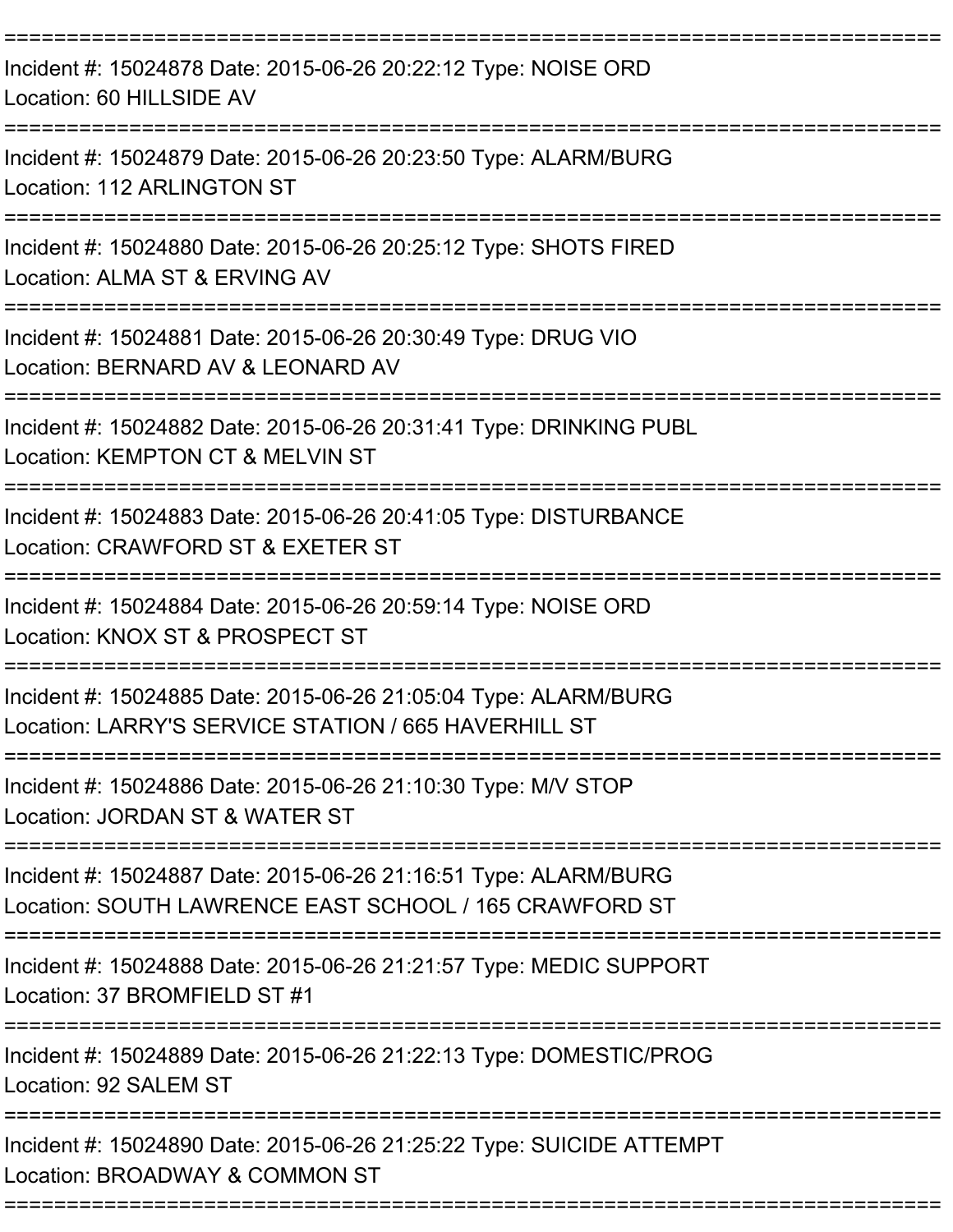===========================================================================

Incident #: 15024878 Date: 2015-06-26 20:22:12 Type: NOISE ORD
Location: 60 HILLSIDE AV

===========================================================================

Incident #: 15024879 Date: 2015-06-26 20:23:50 Type: ALARM/BURG
Location: 112 ARLINGTON ST

===========================================================================

Incident #: 15024880 Date: 2015-06-26 20:25:12 Type: SHOTS FIRED
Location: ALMA ST & ERVING AV

===========================================================================

Incident #: 15024881 Date: 2015-06-26 20:30:49 Type: DRUG VIO
Location: BERNARD AV & LEONARD AV

===========================================================================

Incident #: 15024882 Date: 2015-06-26 20:31:41 Type: DRINKING PUBL
Location: KEMPTON CT & MELVIN ST

===========================================================================

Incident #: 15024883 Date: 2015-06-26 20:41:05 Type: DISTURBANCE
Location: CRAWFORD ST & EXETER ST

===========================================================================

Incident #: 15024884 Date: 2015-06-26 20:59:14 Type: NOISE ORD
Location: KNOX ST & PROSPECT ST

===========================================================================

Incident #: 15024885 Date: 2015-06-26 21:05:04 Type: ALARM/BURG
Location: LARRY'S SERVICE STATION / 665 HAVERHILL ST

===========================================================================

Incident #: 15024886 Date: 2015-06-26 21:10:30 Type: M/V STOP
Location: JORDAN ST & WATER ST

===========================================================================

Incident #: 15024887 Date: 2015-06-26 21:16:51 Type: ALARM/BURG
Location: SOUTH LAWRENCE EAST SCHOOL / 165 CRAWFORD ST

===========================================================================

Incident #: 15024888 Date: 2015-06-26 21:21:57 Type: MEDIC SUPPORT
Location: 37 BROMFIELD ST #1

===========================================================================

Incident #: 15024889 Date: 2015-06-26 21:22:13 Type: DOMESTIC/PROG
Location: 92 SALEM ST

===========================================================================

Incident #: 15024890 Date: 2015-06-26 21:25:22 Type: SUICIDE ATTEMPT
Location: BROADWAY & COMMON ST

===========================================================================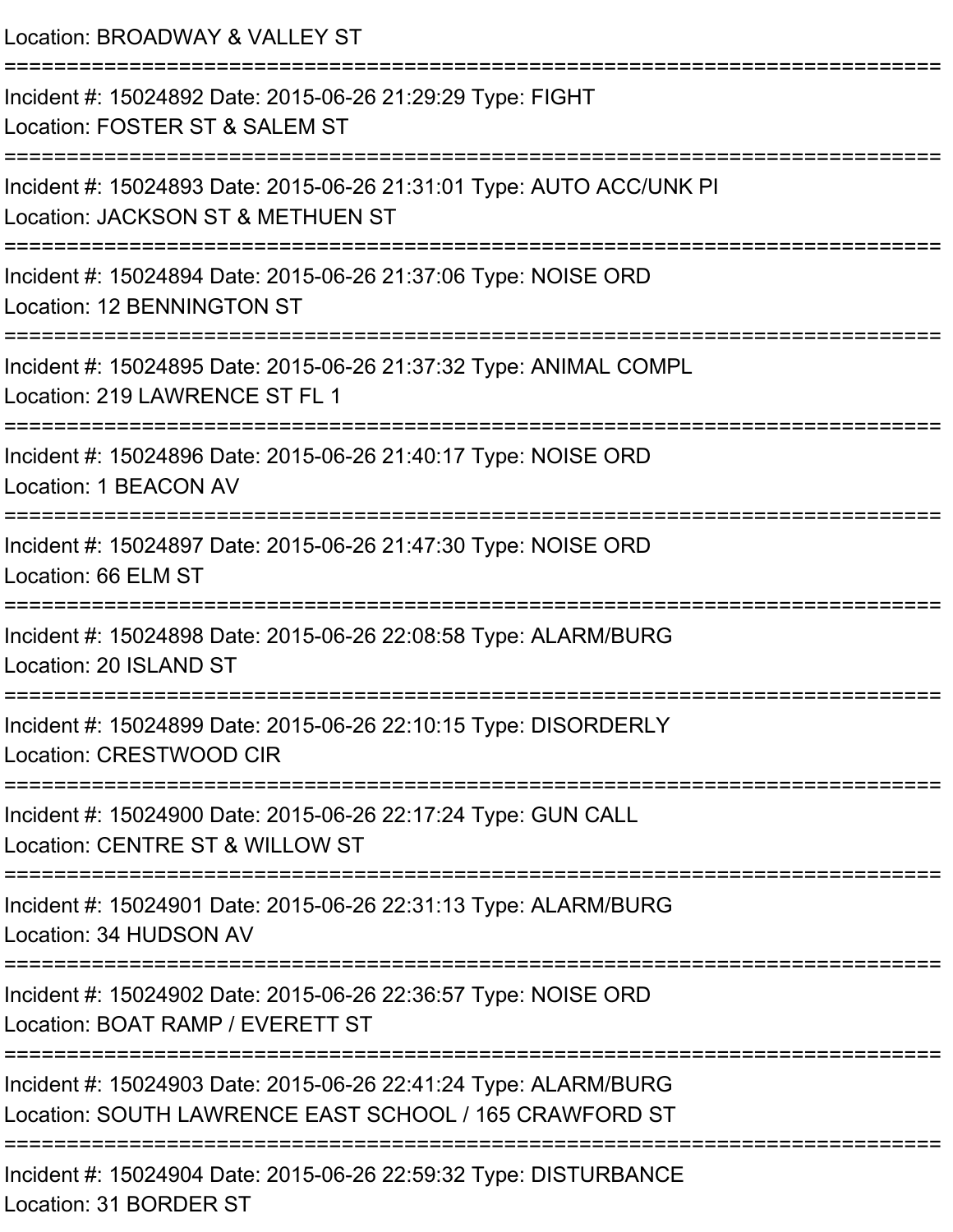Location: BROADWAY & VALLEY ST

===========================================================================

Incident #: 15024892 Date: 2015-06-26 21:29:29 Type: FIGHT
Location: FOSTER ST & SALEM ST

===========================================================================

Incident #: 15024893 Date: 2015-06-26 21:31:01 Type: AUTO ACC/UNK PI
Location: JACKSON ST & METHUEN ST

===========================================================================

Incident #: 15024894 Date: 2015-06-26 21:37:06 Type: NOISE ORD
Location: 12 BENNINGTON ST

===========================================================================

Incident #: 15024895 Date: 2015-06-26 21:37:32 Type: ANIMAL COMPL
Location: 219 LAWRENCE ST FL 1

===========================================================================

Incident #: 15024896 Date: 2015-06-26 21:40:17 Type: NOISE ORD
Location: 1 BEACON AV

===========================================================================

Incident #: 15024897 Date: 2015-06-26 21:47:30 Type: NOISE ORD
Location: 66 ELM ST

===========================================================================

Incident #: 15024898 Date: 2015-06-26 22:08:58 Type: ALARM/BURG
Location: 20 ISLAND ST

===========================================================================

Incident #: 15024899 Date: 2015-06-26 22:10:15 Type: DISORDERLY
Location: CRESTWOOD CIR

===========================================================================

Incident #: 15024900 Date: 2015-06-26 22:17:24 Type: GUN CALL
Location: CENTRE ST & WILLOW ST

===========================================================================

Incident #: 15024901 Date: 2015-06-26 22:31:13 Type: ALARM/BURG
Location: 34 HUDSON AV

===========================================================================

Incident #: 15024902 Date: 2015-06-26 22:36:57 Type: NOISE ORD
Location: BOAT RAMP / EVERETT ST

===========================================================================

Incident #: 15024903 Date: 2015-06-26 22:41:24 Type: ALARM/BURG
Location: SOUTH LAWRENCE EAST SCHOOL / 165 CRAWFORD ST

===========================================================================

Incident #: 15024904 Date: 2015-06-26 22:59:32 Type: DISTURBANCE
Location: 31 BORDER ST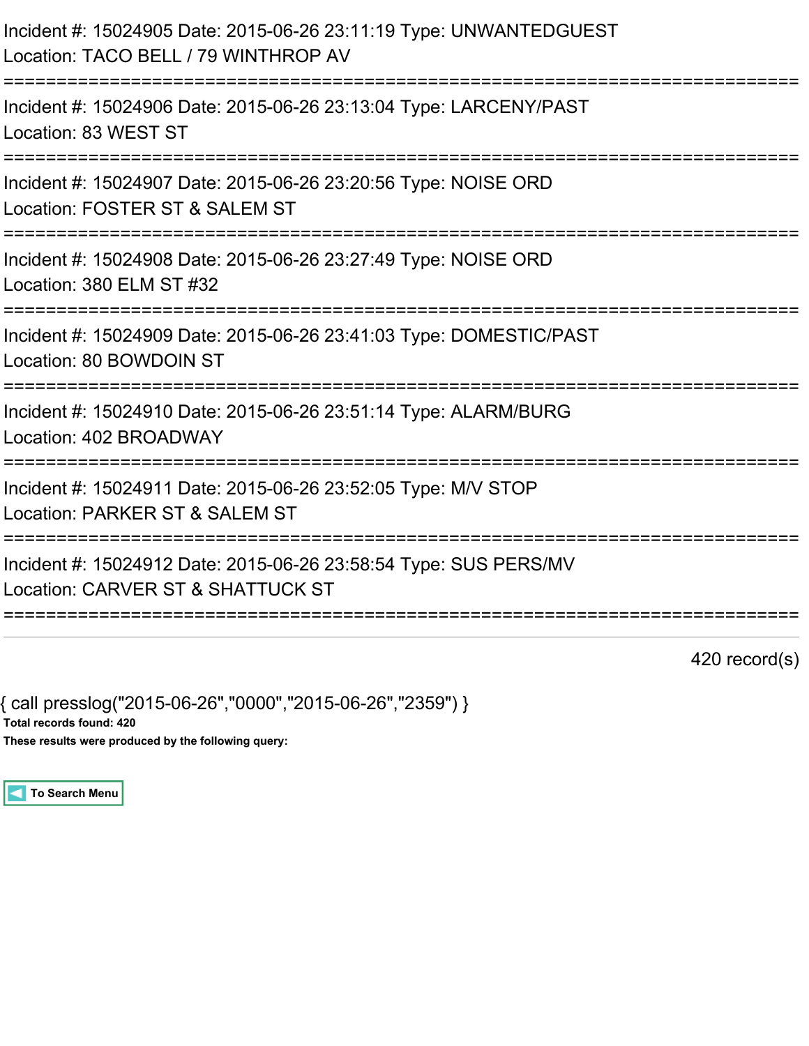Incident #: 15024905 Date: 2015-06-26 23:11:19 Type: UNWANTEDGUEST
Location: TACO BELL / 79 WINTHROP AV

===========================================================================

Incident #: 15024906 Date: 2015-06-26 23:13:04 Type: LARCENY/PAST
Location: 83 WEST ST

===========================================================================

Incident #: 15024907 Date: 2015-06-26 23:20:56 Type: NOISE ORD
Location: FOSTER ST & SALEM ST

===========================================================================

Incident #: 15024908 Date: 2015-06-26 23:27:49 Type: NOISE ORD
Location: 380 ELM ST #32

===========================================================================

Incident #: 15024909 Date: 2015-06-26 23:41:03 Type: DOMESTIC/PAST
Location: 80 BOWDOIN ST

===========================================================================

Incident #: 15024910 Date: 2015-06-26 23:51:14 Type: ALARM/BURG
Location: 402 BROADWAY

===========================================================================

Incident #: 15024911 Date: 2015-06-26 23:52:05 Type: M/V STOP
Location: PARKER ST & SALEM ST

===========================================================================

Incident #: 15024912 Date: 2015-06-26 23:58:54 Type: SUS PERS/MV
Location: CARVER ST & SHATTUCK ST

===========================================================================

420 record(s)

{ call presslog("2015-06-26","0000","2015-06-26","2359") }

**Total records found: 420**

**These results were produced by the following query:**

To Search Menu